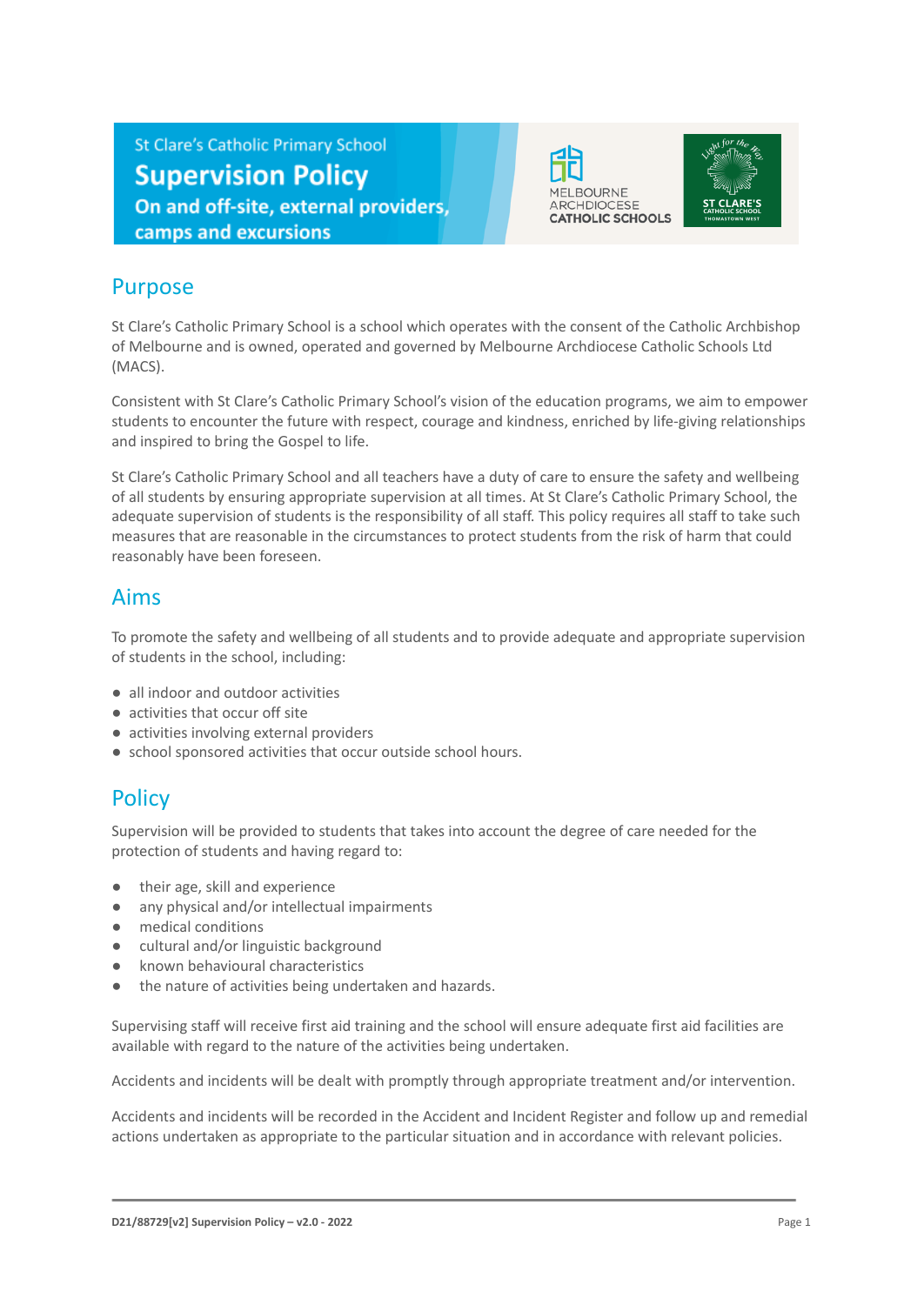St Clare's Catholic Primary School

# Supervision Policy

### On and off-site, external providers, camps and excursions

## Purpose

St Clare's Catholic Primary School is a school which operates with the consent of the Catholic Archbishop of Melbourne and is owned, operated and governed by Melbourne Archdiocese Catholic Schools Ltd (MACS).

Consistent with St Clare's Catholic Primary School's vision of the education programs, we aim to empower students to encounter the future with respect, courage and kindness, enriched by life-giving relationships and inspired to bring the Gospel to life.

St Clare's Catholic Primary School and all teachers have a duty of care to ensure the safety and wellbeing of all students by ensuring appropriate supervision at all times. At St Clare's Catholic Primary School, the adequate supervision of students is the responsibility of all staff. This policy requires all staff to take such measures that are reasonable in the circumstances to protect students from the risk of harm that could reasonably have been foreseen.

## Aims

To promote the safety and wellbeing of all students and to provide adequate and appropriate supervision of students in the school, including:

- all indoor and outdoor activities
- activities that occur off site
- activities involving external providers
- school sponsored activities that occur outside school hours.

## Policy

Supervision will be provided to students that takes into account the degree of care needed for the protection of students and having regard to:

- their age, skill and experience
- any physical and/or intellectual impairments
- medical conditions
- cultural and/or linguistic background
- known behavioural characteristics
- the nature of activities being undertaken and hazards.

Supervising staff will receive first aid training and the school will ensure adequate first aid facilities are available with regard to the nature of the activities being undertaken.

Accidents and incidents will be dealt with promptly through appropriate treatment and/or intervention.

Accidents and incidents will be recorded in the Accident and Incident Register and follow up and remedial actions undertaken as appropriate to the particular situation and in accordance with relevant policies.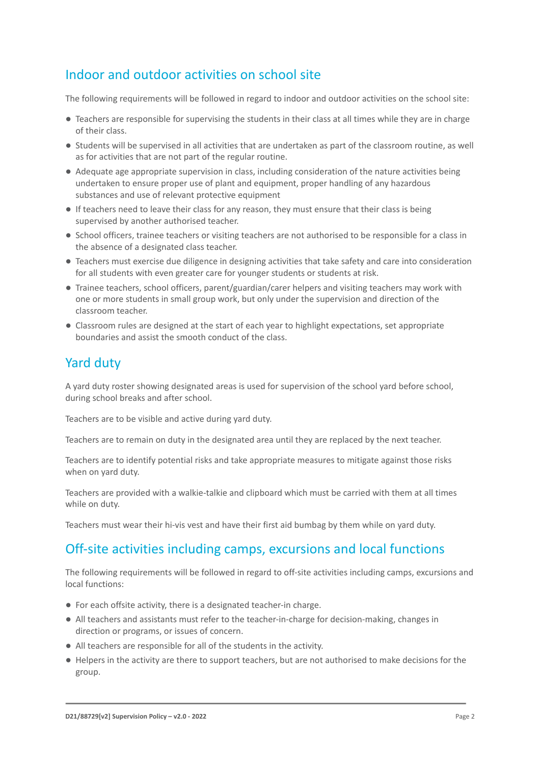## Indoor and outdoor activities on school site

The following requirements will be followed in regard to indoor and outdoor activities on the school site:

- Teachers are responsible for supervising the students in their class at all times while they are in charge of their class.
- Students will be supervised in all activities that are undertaken as part of the classroom routine, as well as for activities that are not part of the regular routine.
- Adequate age appropriate supervision in class, including consideration of the nature activities being undertaken to ensure proper use of plant and equipment, proper handling of any hazardous substances and use of relevant protective equipment
- If teachers need to leave their class for any reason, they must ensure that their class is being supervised by another authorised teacher.
- School officers, trainee teachers or visiting teachers are not authorised to be responsible for a class in the absence of a designated class teacher.
- Teachers must exercise due diligence in designing activities that take safety and care into consideration for all students with even greater care for younger students or students at risk.
- Trainee teachers, school officers, parent/guardian/carer helpers and visiting teachers may work with one or more students in small group work, but only under the supervision and direction of the classroom teacher.
- Classroom rules are designed at the start of each year to highlight expectations, set appropriate boundaries and assist the smooth conduct of the class.

## Yard duty

A yard duty roster showing designated areas is used for supervision of the school yard before school, during school breaks and after school.

Teachers are to be visible and active during yard duty.

Teachers are to remain on duty in the designated area until they are replaced by the next teacher.

Teachers are to identify potential risks and take appropriate measures to mitigate against those risks when on yard duty.

Teachers are provided with a walkie-talkie and clipboard which must be carried with them at all times while on duty.

Teachers must wear their hi-vis vest and have their first aid bumbag by them while on yard duty.

## Off-site activities including camps, excursions and local functions

The following requirements will be followed in regard to off-site activities including camps, excursions and local functions:

- For each offsite activity, there is a designated teacher-in charge.
- All teachers and assistants must refer to the teacher-in-charge for decision-making, changes in direction or programs, or issues of concern.
- All teachers are responsible for all of the students in the activity.
- Helpers in the activity are there to support teachers, but are not authorised to make decisions for the group.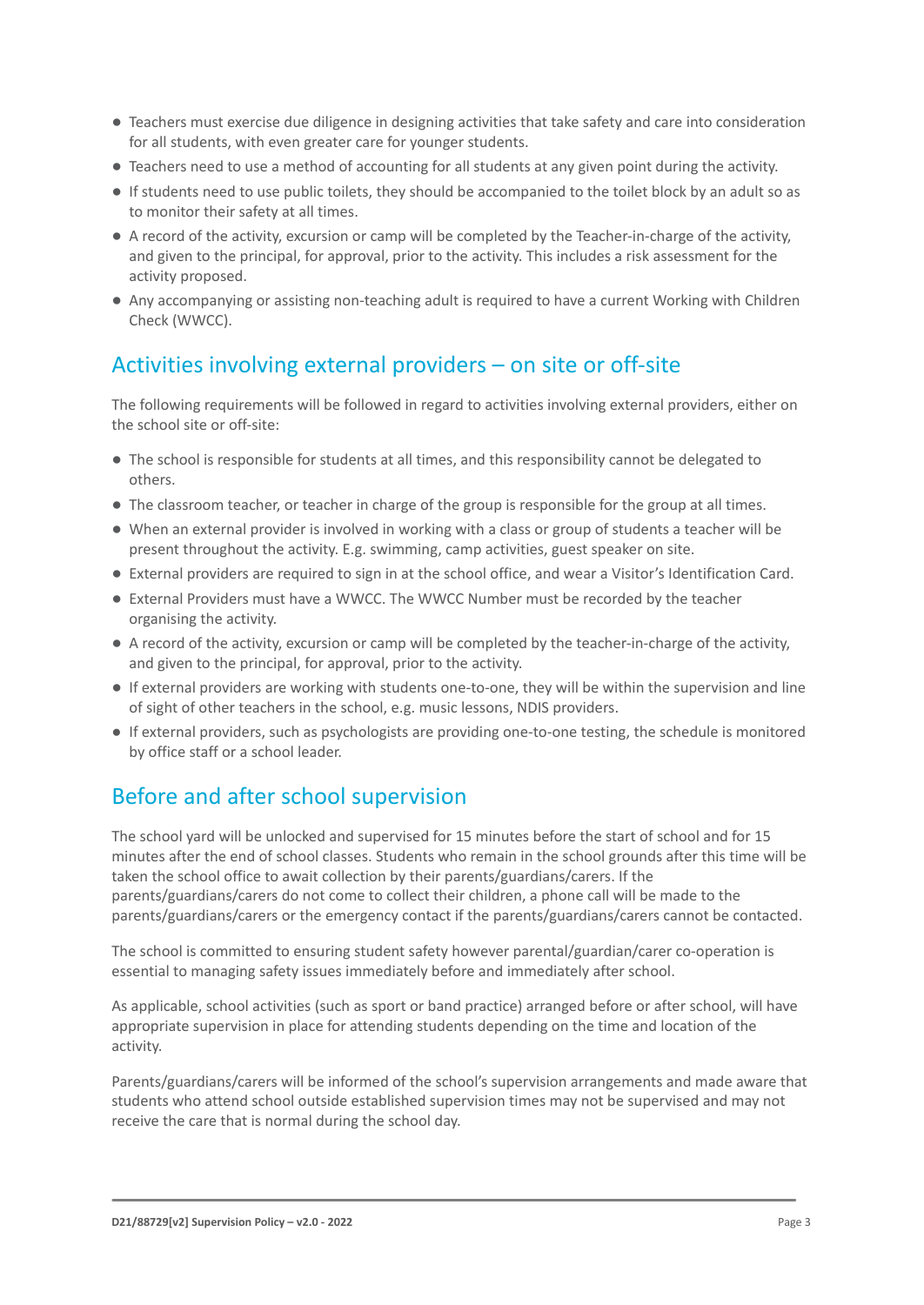- Teachers must exercise due diligence in designing activities that take safety and care into consideration for all students, with even greater care for younger students.
- Teachers need to use a method of accounting for all students at any given point during the activity.
- If students need to use public toilets, they should be accompanied to the toilet block by an adult so as to monitor their safety at all times.
- A record of the activity, excursion or camp will be completed by the Teacher-in-charge of the activity, and given to the principal, for approval, prior to the activity. This includes a risk assessment for the activity proposed.
- Any accompanying or assisting non-teaching adult is required to have a current Working with Children Check (WWCC).

## Activities involving external providers – on site or off-site

The following requirements will be followed in regard to activities involving external providers, either on the school site or off-site:

- The school is responsible for students at all times, and this responsibility cannot be delegated to others.
- The classroom teacher, or teacher in charge of the group is responsible for the group at all times.
- When an external provider is involved in working with a class or group of students a teacher will be present throughout the activity. E.g. swimming, camp activities, guest speaker on site.
- External providers are required to sign in at the school office, and wear a Visitor's Identification Card.
- External Providers must have a WWCC. The WWCC Number must be recorded by the teacher organising the activity.
- A record of the activity, excursion or camp will be completed by the teacher-in-charge of the activity, and given to the principal, for approval, prior to the activity.
- If external providers are working with students one-to-one, they will be within the supervision and line of sight of other teachers in the school, e.g. music lessons, NDIS providers.
- If external providers, such as psychologists are providing one-to-one testing, the schedule is monitored by office staff or a school leader.

## Before and after school supervision

The school yard will be unlocked and supervised for 15 minutes before the start of school and for 15 minutes after the end of school classes. Students who remain in the school grounds after this time will be taken the school office to await collection by their parents/guardians/carers. If the parents/guardians/carers do not come to collect their children, a phone call will be made to the parents/guardians/carers or the emergency contact if the parents/guardians/carers cannot be contacted.

The school is committed to ensuring student safety however parental/guardian/carer co-operation is essential to managing safety issues immediately before and immediately after school.

As applicable, school activities (such as sport or band practice) arranged before or after school, will have appropriate supervision in place for attending students depending on the time and location of the activity.

Parents/guardians/carers will be informed of the school's supervision arrangements and made aware that students who attend school outside established supervision times may not be supervised and may not receive the care that is normal during the school day.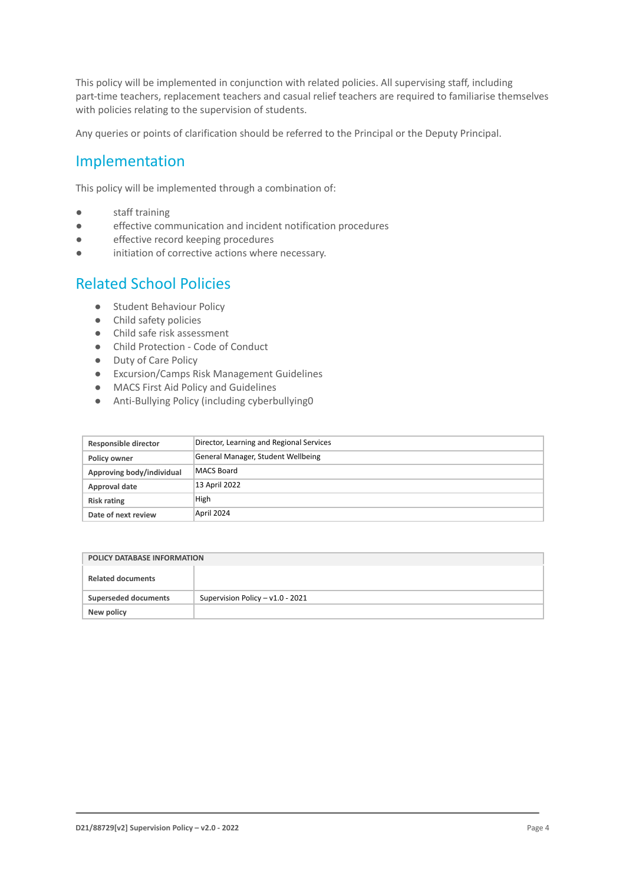This policy will be implemented in conjunction with related policies. All supervising staff, including part-time teachers, replacement teachers and casual relief teachers are required to familiarise themselves with policies relating to the supervision of students.

Any queries or points of clarification should be referred to the Principal or the Deputy Principal.

## Implementation

This policy will be implemented through a combination of:

- staff training
- effective communication and incident notification procedures
- effective record keeping procedures
- initiation of corrective actions where necessary.

## Related School Policies

- Student Behaviour Policy
- Child safety policies
- Child safe risk assessment
- Child Protection - Code of Conduct
- Duty of Care Policy
- Excursion/Camps Risk Management Guidelines
- MACS First Aid Policy and Guidelines
- Anti-Bullying Policy (including cyberbullying0

| | |
|---|---|
| **Responsible director** | Director, Learning and Regional Services |
| **Policy owner** | General Manager, Student Wellbeing |
| **Approving body/individual** | MACS Board |
| **Approval date** | 13 April 2022 |
| **Risk rating** | High |
| **Date of next review** | April 2024 |

| **POLICY DATABASE INFORMATION** | |
|---|---|
| **Related documents** | |
| **Superseded documents** | Supervision Policy – v1.0 - 2021 |
| **New policy** | |